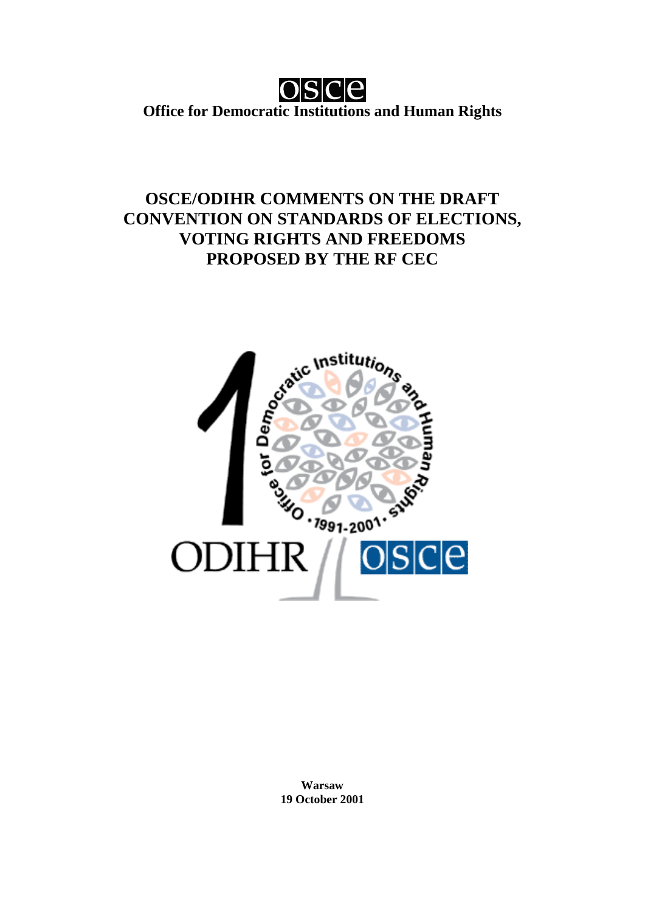**OSCE**

**Office for Democratic Institutions and Human Rights**

# OSCE/ODIHR COMMENTS ON THE DRAFT CONVENTION ON STANDARDS OF ELECTIONS, VOTING RIGHTS AND FREEDOMS PROPOSED BY THE RF CEC

**Warsaw**
**19 October 2001**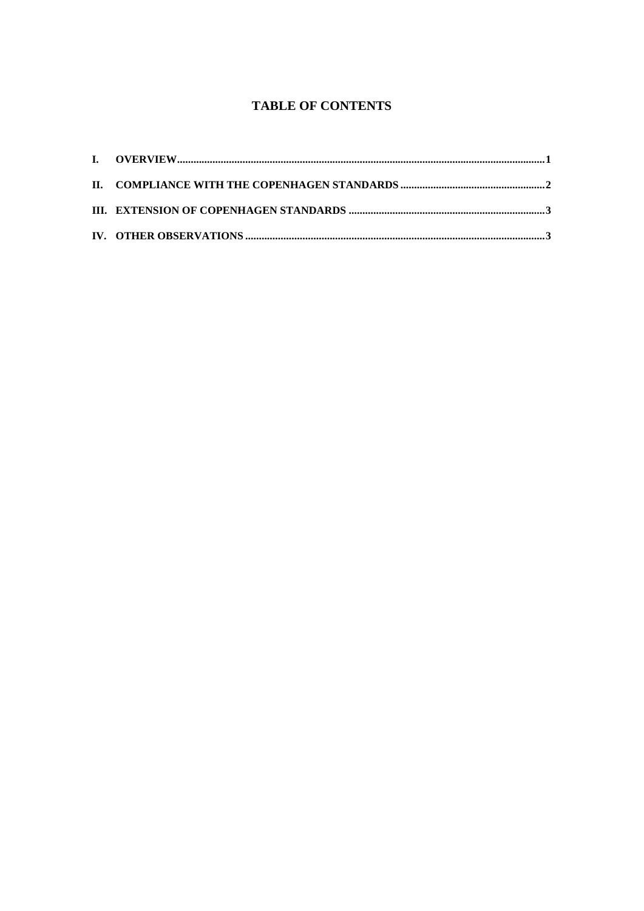# TABLE OF CONTENTS

I. OVERVIEW ........................................................................................................ 1

II. COMPLIANCE WITH THE COPENHAGEN STANDARDS ........................................ 2

III. EXTENSION OF COPENHAGEN STANDARDS ........................................................ 3

IV. OTHER OBSERVATIONS ........................................................................................ 3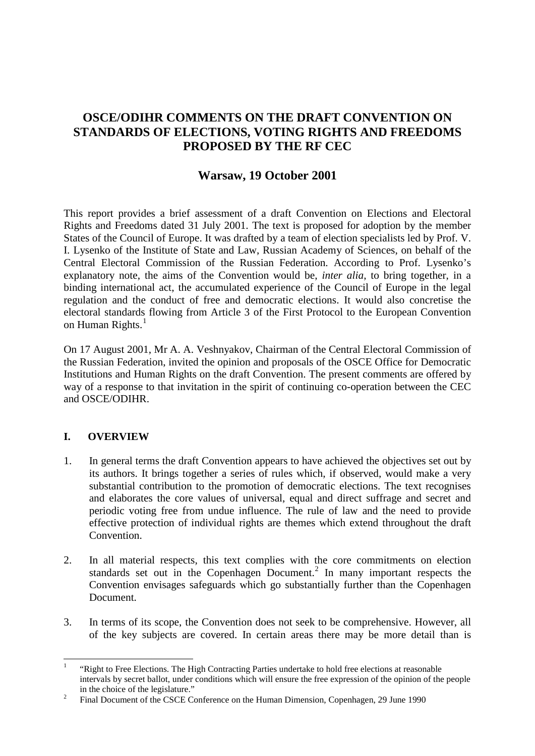# OSCE/ODIHR COMMENTS ON THE DRAFT CONVENTION ON STANDARDS OF ELECTIONS, VOTING RIGHTS AND FREEDOMS PROPOSED BY THE RF CEC

## Warsaw, 19 October 2001

This report provides a brief assessment of a draft Convention on Elections and Electoral Rights and Freedoms dated 31 July 2001. The text is proposed for adoption by the member States of the Council of Europe. It was drafted by a team of election specialists led by Prof. V. I. Lysenko of the Institute of State and Law, Russian Academy of Sciences, on behalf of the Central Electoral Commission of the Russian Federation. According to Prof. Lysenko's explanatory note, the aims of the Convention would be, *inter alia*, to bring together, in a binding international act, the accumulated experience of the Council of Europe in the legal regulation and the conduct of free and democratic elections. It would also concretise the electoral standards flowing from Article 3 of the First Protocol to the European Convention on Human Rights.[1]

On 17 August 2001, Mr A. A. Veshnyakov, Chairman of the Central Electoral Commission of the Russian Federation, invited the opinion and proposals of the OSCE Office for Democratic Institutions and Human Rights on the draft Convention. The present comments are offered by way of a response to that invitation in the spirit of continuing co-operation between the CEC and OSCE/ODIHR.

### I. OVERVIEW

1. In general terms the draft Convention appears to have achieved the objectives set out by its authors. It brings together a series of rules which, if observed, would make a very substantial contribution to the promotion of democratic elections. The text recognises and elaborates the core values of universal, equal and direct suffrage and secret and periodic voting free from undue influence. The rule of law and the need to provide effective protection of individual rights are themes which extend throughout the draft Convention.

2. In all material respects, this text complies with the core commitments on election standards set out in the Copenhagen Document.[2] In many important respects the Convention envisages safeguards which go substantially further than the Copenhagen Document.

3. In terms of its scope, the Convention does not seek to be comprehensive. However, all of the key subjects are covered. In certain areas there may be more detail than is

---

[1] "Right to Free Elections. The High Contracting Parties undertake to hold free elections at reasonable intervals by secret ballot, under conditions which will ensure the free expression of the opinion of the people in the choice of the legislature."

[2] Final Document of the CSCE Conference on the Human Dimension, Copenhagen, 29 June 1990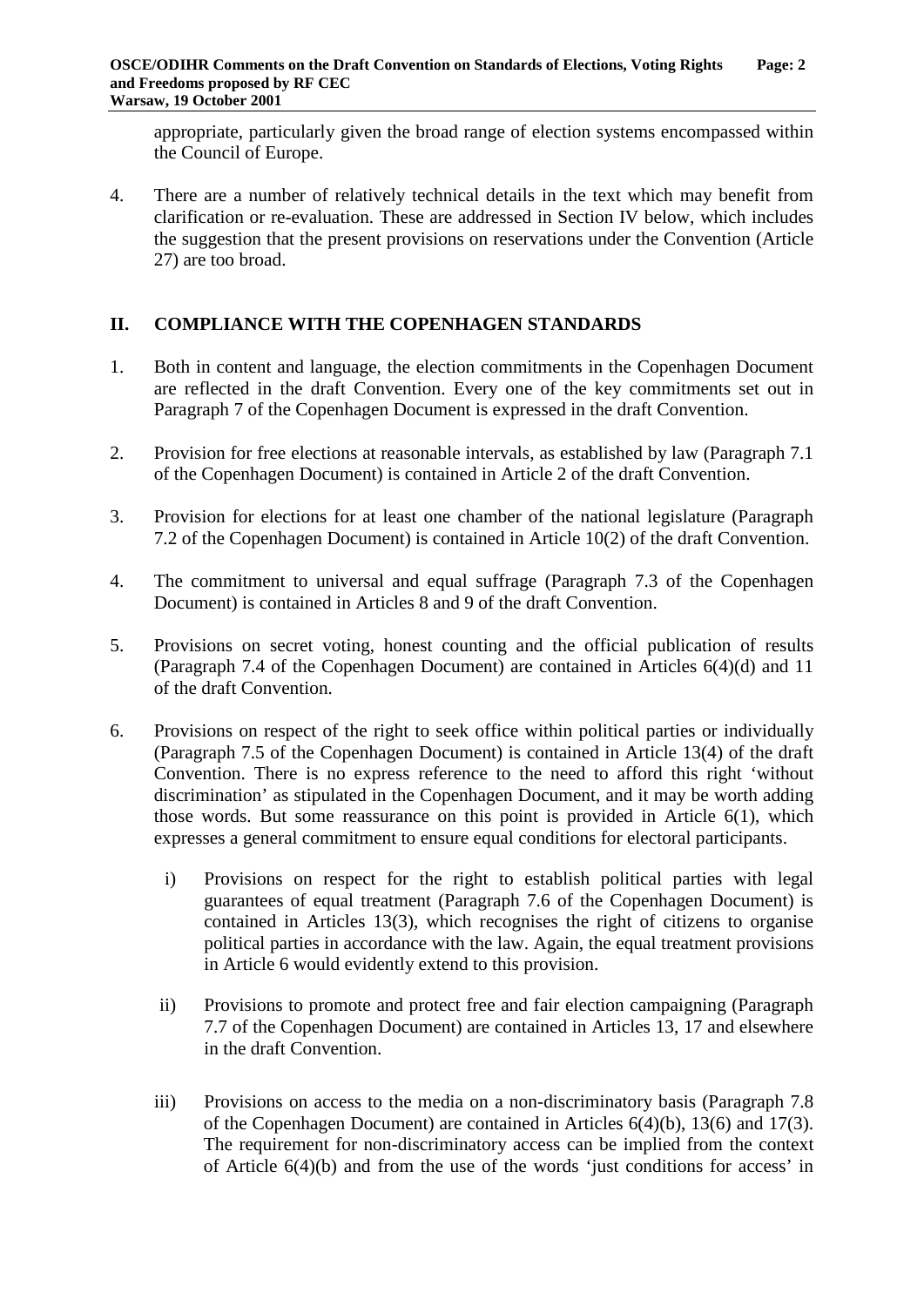appropriate, particularly given the broad range of election systems encompassed within the Council of Europe.

4. There are a number of relatively technical details in the text which may benefit from clarification or re-evaluation. These are addressed in Section IV below, which includes the suggestion that the present provisions on reservations under the Convention (Article 27) are too broad.

## II. COMPLIANCE WITH THE COPENHAGEN STANDARDS

1. Both in content and language, the election commitments in the Copenhagen Document are reflected in the draft Convention. Every one of the key commitments set out in Paragraph 7 of the Copenhagen Document is expressed in the draft Convention.

2. Provision for free elections at reasonable intervals, as established by law (Paragraph 7.1 of the Copenhagen Document) is contained in Article 2 of the draft Convention.

3. Provision for elections for at least one chamber of the national legislature (Paragraph 7.2 of the Copenhagen Document) is contained in Article 10(2) of the draft Convention.

4. The commitment to universal and equal suffrage (Paragraph 7.3 of the Copenhagen Document) is contained in Articles 8 and 9 of the draft Convention.

5. Provisions on secret voting, honest counting and the official publication of results (Paragraph 7.4 of the Copenhagen Document) are contained in Articles 6(4)(d) and 11 of the draft Convention.

6. Provisions on respect of the right to seek office within political parties or individually (Paragraph 7.5 of the Copenhagen Document) is contained in Article 13(4) of the draft Convention. There is no express reference to the need to afford this right 'without discrimination' as stipulated in the Copenhagen Document, and it may be worth adding those words. But some reassurance on this point is provided in Article 6(1), which expresses a general commitment to ensure equal conditions for electoral participants.

   i) Provisions on respect for the right to establish political parties with legal guarantees of equal treatment (Paragraph 7.6 of the Copenhagen Document) is contained in Articles 13(3), which recognises the right of citizens to organise political parties in accordance with the law. Again, the equal treatment provisions in Article 6 would evidently extend to this provision.

   ii) Provisions to promote and protect free and fair election campaigning (Paragraph 7.7 of the Copenhagen Document) are contained in Articles 13, 17 and elsewhere in the draft Convention.

   iii) Provisions on access to the media on a non-discriminatory basis (Paragraph 7.8 of the Copenhagen Document) are contained in Articles 6(4)(b), 13(6) and 17(3). The requirement for non-discriminatory access can be implied from the context of Article 6(4)(b) and from the use of the words 'just conditions for access' in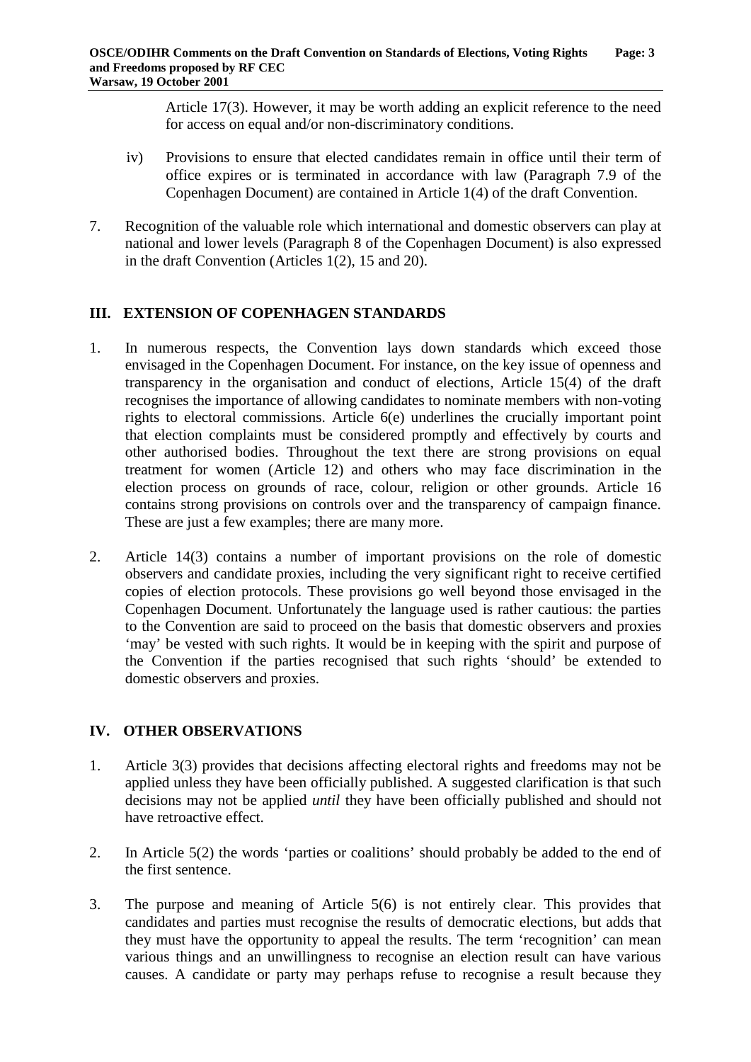Article 17(3). However, it may be worth adding an explicit reference to the need for access on equal and/or non-discriminatory conditions.

iv) Provisions to ensure that elected candidates remain in office until their term of office expires or is terminated in accordance with law (Paragraph 7.9 of the Copenhagen Document) are contained in Article 1(4) of the draft Convention.

7. Recognition of the valuable role which international and domestic observers can play at national and lower levels (Paragraph 8 of the Copenhagen Document) is also expressed in the draft Convention (Articles 1(2), 15 and 20).

## III. EXTENSION OF COPENHAGEN STANDARDS

1. In numerous respects, the Convention lays down standards which exceed those envisaged in the Copenhagen Document. For instance, on the key issue of openness and transparency in the organisation and conduct of elections, Article 15(4) of the draft recognises the importance of allowing candidates to nominate members with non-voting rights to electoral commissions. Article 6(e) underlines the crucially important point that election complaints must be considered promptly and effectively by courts and other authorised bodies. Throughout the text there are strong provisions on equal treatment for women (Article 12) and others who may face discrimination in the election process on grounds of race, colour, religion or other grounds. Article 16 contains strong provisions on controls over and the transparency of campaign finance. These are just a few examples; there are many more.

2. Article 14(3) contains a number of important provisions on the role of domestic observers and candidate proxies, including the very significant right to receive certified copies of election protocols. These provisions go well beyond those envisaged in the Copenhagen Document. Unfortunately the language used is rather cautious: the parties to the Convention are said to proceed on the basis that domestic observers and proxies 'may' be vested with such rights. It would be in keeping with the spirit and purpose of the Convention if the parties recognised that such rights 'should' be extended to domestic observers and proxies.

## IV. OTHER OBSERVATIONS

1. Article 3(3) provides that decisions affecting electoral rights and freedoms may not be applied unless they have been officially published. A suggested clarification is that such decisions may not be applied *until* they have been officially published and should not have retroactive effect.

2. In Article 5(2) the words 'parties or coalitions' should probably be added to the end of the first sentence.

3. The purpose and meaning of Article 5(6) is not entirely clear. This provides that candidates and parties must recognise the results of democratic elections, but adds that they must have the opportunity to appeal the results. The term 'recognition' can mean various things and an unwillingness to recognise an election result can have various causes. A candidate or party may perhaps refuse to recognise a result because they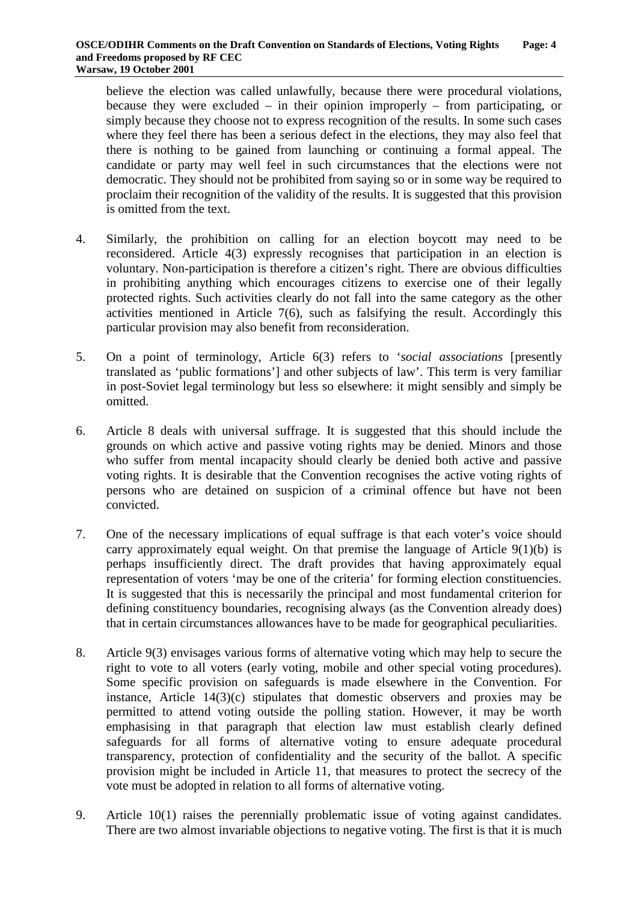believe the election was called unlawfully, because there were procedural violations, because they were excluded – in their opinion improperly – from participating, or simply because they choose not to express recognition of the results. In some such cases where they feel there has been a serious defect in the elections, they may also feel that there is nothing to be gained from launching or continuing a formal appeal. The candidate or party may well feel in such circumstances that the elections were not democratic. They should not be prohibited from saying so or in some way be required to proclaim their recognition of the validity of the results. It is suggested that this provision is omitted from the text.

4. Similarly, the prohibition on calling for an election boycott may need to be reconsidered. Article 4(3) expressly recognises that participation in an election is voluntary. Non-participation is therefore a citizen's right. There are obvious difficulties in prohibiting anything which encourages citizens to exercise one of their legally protected rights. Such activities clearly do not fall into the same category as the other activities mentioned in Article 7(6), such as falsifying the result. Accordingly this particular provision may also benefit from reconsideration.

5. On a point of terminology, Article 6(3) refers to '*social associations* [presently translated as 'public formations'] and other subjects of law'. This term is very familiar in post-Soviet legal terminology but less so elsewhere: it might sensibly and simply be omitted.

6. Article 8 deals with universal suffrage. It is suggested that this should include the grounds on which active and passive voting rights may be denied. Minors and those who suffer from mental incapacity should clearly be denied both active and passive voting rights. It is desirable that the Convention recognises the active voting rights of persons who are detained on suspicion of a criminal offence but have not been convicted.

7. One of the necessary implications of equal suffrage is that each voter's voice should carry approximately equal weight. On that premise the language of Article 9(1)(b) is perhaps insufficiently direct. The draft provides that having approximately equal representation of voters 'may be one of the criteria' for forming election constituencies. It is suggested that this is necessarily the principal and most fundamental criterion for defining constituency boundaries, recognising always (as the Convention already does) that in certain circumstances allowances have to be made for geographical peculiarities.

8. Article 9(3) envisages various forms of alternative voting which may help to secure the right to vote to all voters (early voting, mobile and other special voting procedures). Some specific provision on safeguards is made elsewhere in the Convention. For instance, Article 14(3)(c) stipulates that domestic observers and proxies may be permitted to attend voting outside the polling station. However, it may be worth emphasising in that paragraph that election law must establish clearly defined safeguards for all forms of alternative voting to ensure adequate procedural transparency, protection of confidentiality and the security of the ballot. A specific provision might be included in Article 11, that measures to protect the secrecy of the vote must be adopted in relation to all forms of alternative voting.

9. Article 10(1) raises the perennially problematic issue of voting against candidates. There are two almost invariable objections to negative voting. The first is that it is much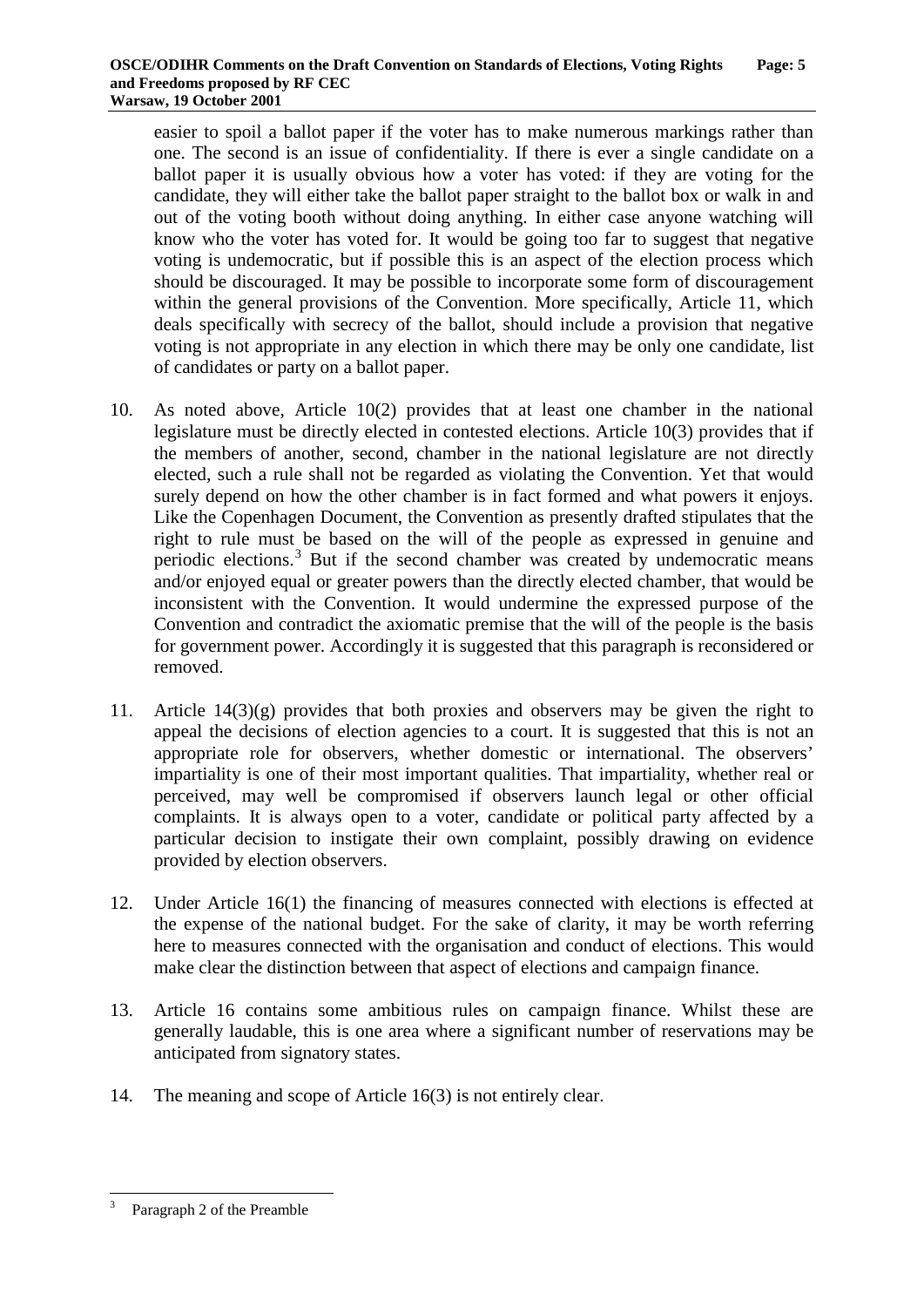easier to spoil a ballot paper if the voter has to make numerous markings rather than one. The second is an issue of confidentiality. If there is ever a single candidate on a ballot paper it is usually obvious how a voter has voted: if they are voting for the candidate, they will either take the ballot paper straight to the ballot box or walk in and out of the voting booth without doing anything. In either case anyone watching will know who the voter has voted for. It would be going too far to suggest that negative voting is undemocratic, but if possible this is an aspect of the election process which should be discouraged. It may be possible to incorporate some form of discouragement within the general provisions of the Convention. More specifically, Article 11, which deals specifically with secrecy of the ballot, should include a provision that negative voting is not appropriate in any election in which there may be only one candidate, list of candidates or party on a ballot paper.

10. As noted above, Article 10(2) provides that at least one chamber in the national legislature must be directly elected in contested elections. Article 10(3) provides that if the members of another, second, chamber in the national legislature are not directly elected, such a rule shall not be regarded as violating the Convention. Yet that would surely depend on how the other chamber is in fact formed and what powers it enjoys. Like the Copenhagen Document, the Convention as presently drafted stipulates that the right to rule must be based on the will of the people as expressed in genuine and periodic elections.[3] But if the second chamber was created by undemocratic means and/or enjoyed equal or greater powers than the directly elected chamber, that would be inconsistent with the Convention. It would undermine the expressed purpose of the Convention and contradict the axiomatic premise that the will of the people is the basis for government power. Accordingly it is suggested that this paragraph is reconsidered or removed.

11. Article 14(3)(g) provides that both proxies and observers may be given the right to appeal the decisions of election agencies to a court. It is suggested that this is not an appropriate role for observers, whether domestic or international. The observers' impartiality is one of their most important qualities. That impartiality, whether real or perceived, may well be compromised if observers launch legal or other official complaints. It is always open to a voter, candidate or political party affected by a particular decision to instigate their own complaint, possibly drawing on evidence provided by election observers.

12. Under Article 16(1) the financing of measures connected with elections is effected at the expense of the national budget. For the sake of clarity, it may be worth referring here to measures connected with the organisation and conduct of elections. This would make clear the distinction between that aspect of elections and campaign finance.

13. Article 16 contains some ambitious rules on campaign finance. Whilst these are generally laudable, this is one area where a significant number of reservations may be anticipated from signatory states.

14. The meaning and scope of Article 16(3) is not entirely clear.

---

[3] Paragraph 2 of the Preamble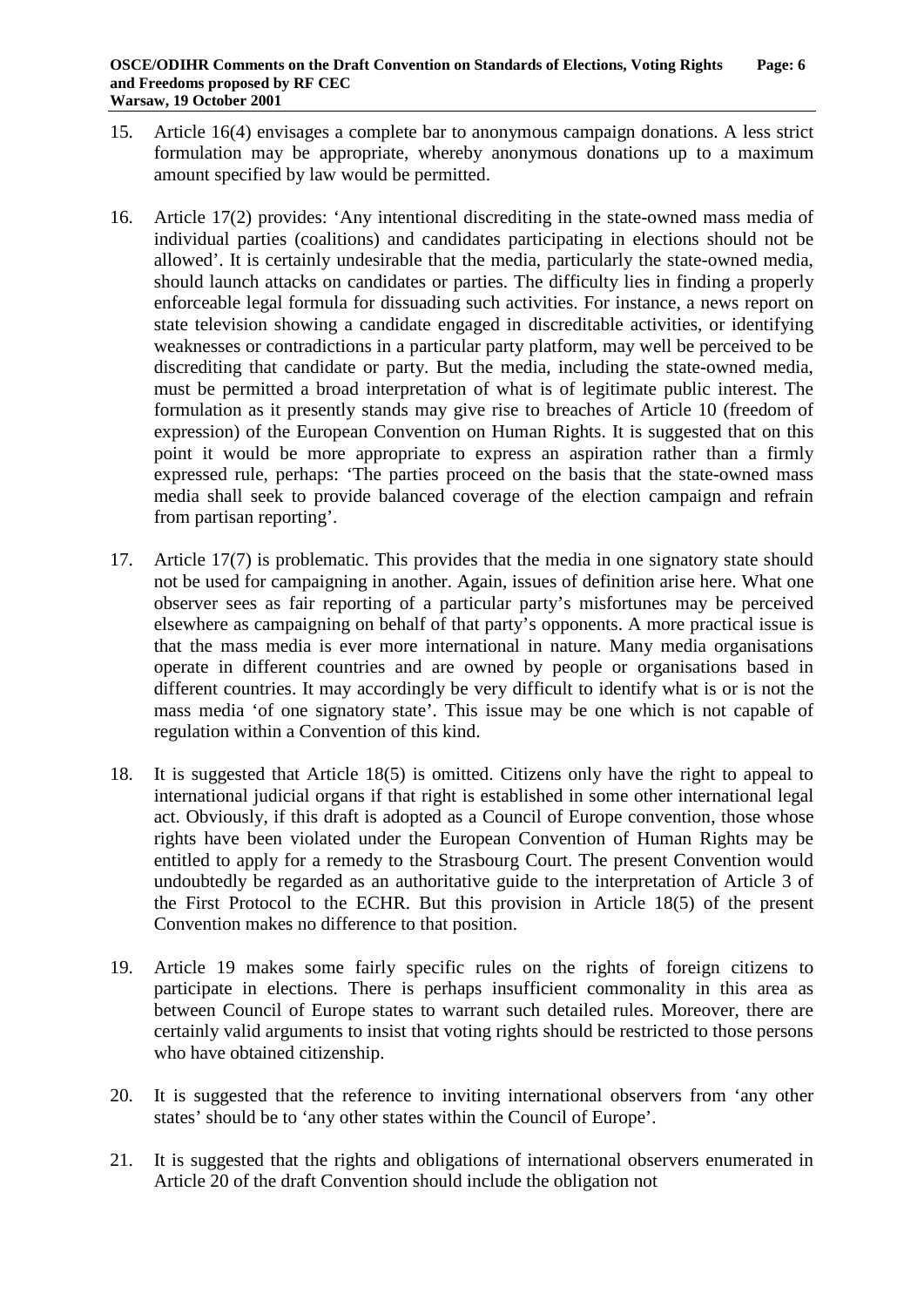15. Article 16(4) envisages a complete bar to anonymous campaign donations. A less strict formulation may be appropriate, whereby anonymous donations up to a maximum amount specified by law would be permitted.

16. Article 17(2) provides: 'Any intentional discrediting in the state-owned mass media of individual parties (coalitions) and candidates participating in elections should not be allowed'. It is certainly undesirable that the media, particularly the state-owned media, should launch attacks on candidates or parties. The difficulty lies in finding a properly enforceable legal formula for dissuading such activities. For instance, a news report on state television showing a candidate engaged in discreditable activities, or identifying weaknesses or contradictions in a particular party platform, may well be perceived to be discrediting that candidate or party. But the media, including the state-owned media, must be permitted a broad interpretation of what is of legitimate public interest. The formulation as it presently stands may give rise to breaches of Article 10 (freedom of expression) of the European Convention on Human Rights. It is suggested that on this point it would be more appropriate to express an aspiration rather than a firmly expressed rule, perhaps: 'The parties proceed on the basis that the state-owned mass media shall seek to provide balanced coverage of the election campaign and refrain from partisan reporting'.

17. Article 17(7) is problematic. This provides that the media in one signatory state should not be used for campaigning in another. Again, issues of definition arise here. What one observer sees as fair reporting of a particular party's misfortunes may be perceived elsewhere as campaigning on behalf of that party's opponents. A more practical issue is that the mass media is ever more international in nature. Many media organisations operate in different countries and are owned by people or organisations based in different countries. It may accordingly be very difficult to identify what is or is not the mass media 'of one signatory state'. This issue may be one which is not capable of regulation within a Convention of this kind.

18. It is suggested that Article 18(5) is omitted. Citizens only have the right to appeal to international judicial organs if that right is established in some other international legal act. Obviously, if this draft is adopted as a Council of Europe convention, those whose rights have been violated under the European Convention of Human Rights may be entitled to apply for a remedy to the Strasbourg Court. The present Convention would undoubtedly be regarded as an authoritative guide to the interpretation of Article 3 of the First Protocol to the ECHR. But this provision in Article 18(5) of the present Convention makes no difference to that position.

19. Article 19 makes some fairly specific rules on the rights of foreign citizens to participate in elections. There is perhaps insufficient commonality in this area as between Council of Europe states to warrant such detailed rules. Moreover, there are certainly valid arguments to insist that voting rights should be restricted to those persons who have obtained citizenship.

20. It is suggested that the reference to inviting international observers from 'any other states' should be to 'any other states within the Council of Europe'.

21. It is suggested that the rights and obligations of international observers enumerated in Article 20 of the draft Convention should include the obligation not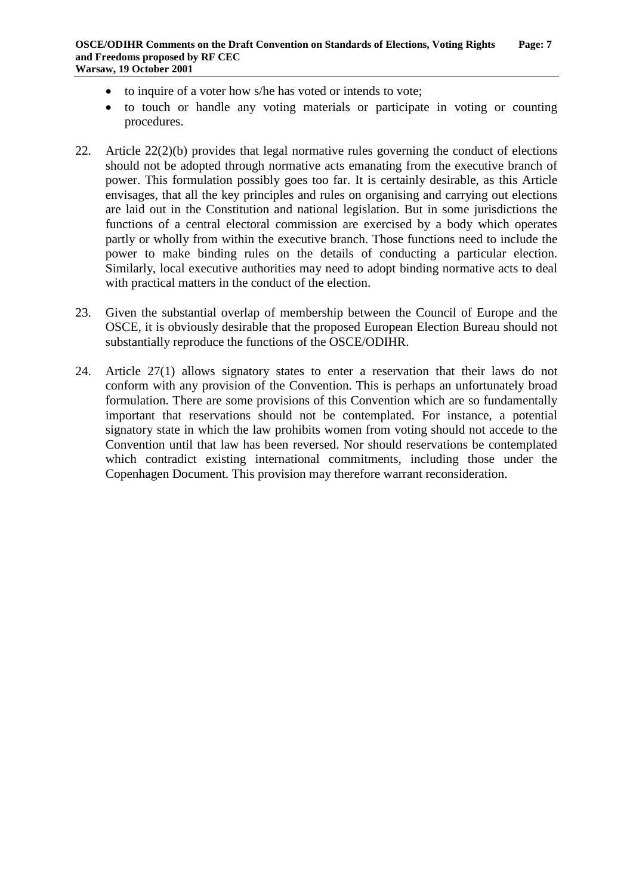- to inquire of a voter how s/he has voted or intends to vote;
- to touch or handle any voting materials or participate in voting or counting procedures.

22. Article 22(2)(b) provides that legal normative rules governing the conduct of elections should not be adopted through normative acts emanating from the executive branch of power. This formulation possibly goes too far. It is certainly desirable, as this Article envisages, that all the key principles and rules on organising and carrying out elections are laid out in the Constitution and national legislation. But in some jurisdictions the functions of a central electoral commission are exercised by a body which operates partly or wholly from within the executive branch. Those functions need to include the power to make binding rules on the details of conducting a particular election. Similarly, local executive authorities may need to adopt binding normative acts to deal with practical matters in the conduct of the election.

23. Given the substantial overlap of membership between the Council of Europe and the OSCE, it is obviously desirable that the proposed European Election Bureau should not substantially reproduce the functions of the OSCE/ODIHR.

24. Article 27(1) allows signatory states to enter a reservation that their laws do not conform with any provision of the Convention. This is perhaps an unfortunately broad formulation. There are some provisions of this Convention which are so fundamentally important that reservations should not be contemplated. For instance, a potential signatory state in which the law prohibits women from voting should not accede to the Convention until that law has been reversed. Nor should reservations be contemplated which contradict existing international commitments, including those under the Copenhagen Document. This provision may therefore warrant reconsideration.